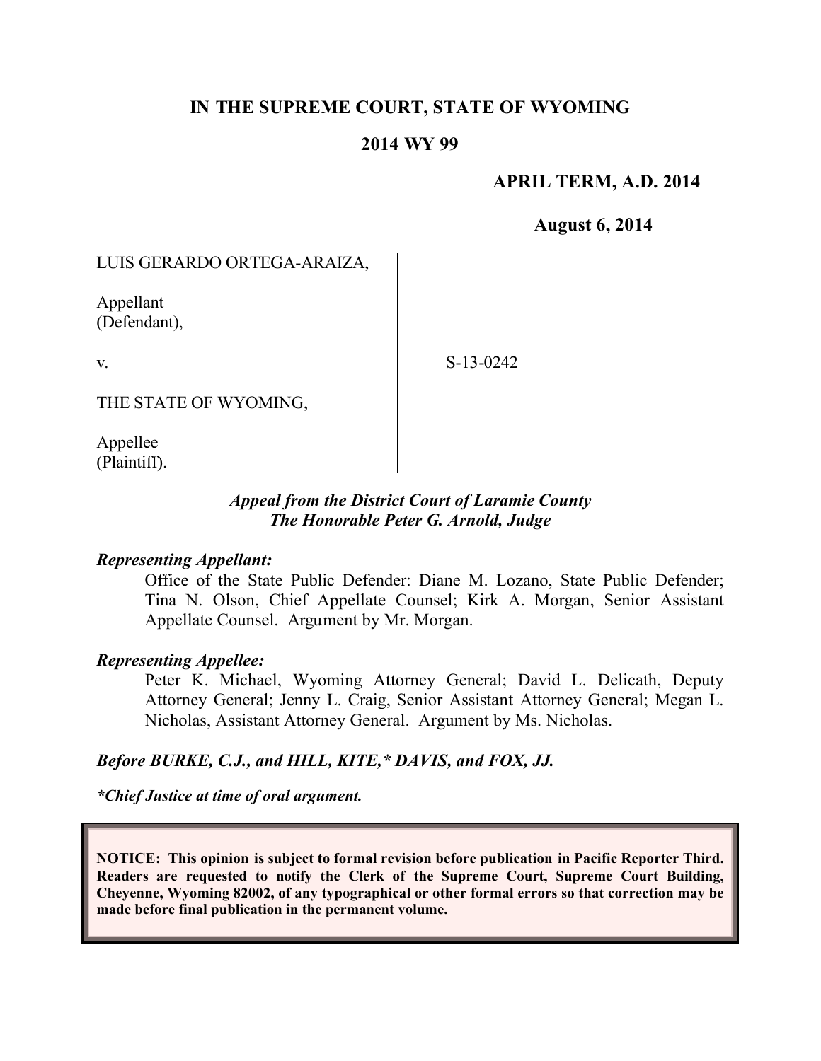**IN THE SUPREME COURT, STATE OF WYOMING**

**2014 WY 99**

**APRIL TERM, A.D. 2014**

**August 6, 2014**

| | | |
|---|---|---|
| LUIS GERARDO ORTEGA-ARAIZA,<br><br>Appellant<br>(Defendant),<br><br>v.<br><br>THE STATE OF WYOMING,<br><br>Appellee<br>(Plaintiff). | | S-13-0242 |

***Appeal from the District Court of Laramie County***
***The Honorable Peter G. Arnold, Judge***

***Representing Appellant:***

Office of the State Public Defender: Diane M. Lozano, State Public Defender; Tina N. Olson, Chief Appellate Counsel; Kirk A. Morgan, Senior Assistant Appellate Counsel. Argument by Mr. Morgan.

***Representing Appellee:***

Peter K. Michael, Wyoming Attorney General; David L. Delicath, Deputy Attorney General; Jenny L. Craig, Senior Assistant Attorney General; Megan L. Nicholas, Assistant Attorney General. Argument by Ms. Nicholas.

***Before BURKE, C.J., and HILL, KITE,* DAVIS, and FOX, JJ.***

***\*Chief Justice at time of oral argument.***

**NOTICE: This opinion is subject to formal revision before publication in Pacific Reporter Third. Readers are requested to notify the Clerk of the Supreme Court, Supreme Court Building, Cheyenne, Wyoming 82002, of any typographical or other formal errors so that correction may be made before final publication in the permanent volume.**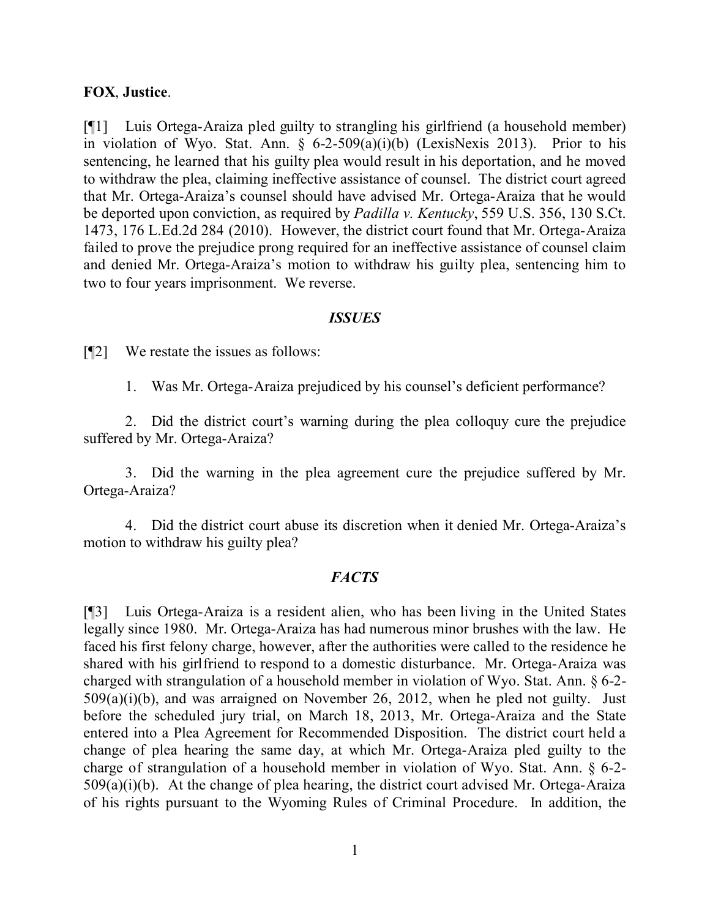**FOX**, **Justice**.

[¶1] Luis Ortega-Araiza pled guilty to strangling his girlfriend (a household member) in violation of Wyo. Stat. Ann. § 6-2-509(a)(i)(b) (LexisNexis 2013). Prior to his sentencing, he learned that his guilty plea would result in his deportation, and he moved to withdraw the plea, claiming ineffective assistance of counsel. The district court agreed that Mr. Ortega-Araiza's counsel should have advised Mr. Ortega-Araiza that he would be deported upon conviction, as required by *Padilla v. Kentucky*, 559 U.S. 356, 130 S.Ct. 1473, 176 L.Ed.2d 284 (2010). However, the district court found that Mr. Ortega-Araiza failed to prove the prejudice prong required for an ineffective assistance of counsel claim and denied Mr. Ortega-Araiza's motion to withdraw his guilty plea, sentencing him to two to four years imprisonment. We reverse.

## ***ISSUES***

[¶2] We restate the issues as follows:

1. Was Mr. Ortega-Araiza prejudiced by his counsel's deficient performance?

2. Did the district court's warning during the plea colloquy cure the prejudice suffered by Mr. Ortega-Araiza?

3. Did the warning in the plea agreement cure the prejudice suffered by Mr. Ortega-Araiza?

4. Did the district court abuse its discretion when it denied Mr. Ortega-Araiza's motion to withdraw his guilty plea?

## ***FACTS***

[¶3] Luis Ortega-Araiza is a resident alien, who has been living in the United States legally since 1980. Mr. Ortega-Araiza has had numerous minor brushes with the law. He faced his first felony charge, however, after the authorities were called to the residence he shared with his girlfriend to respond to a domestic disturbance. Mr. Ortega-Araiza was charged with strangulation of a household member in violation of Wyo. Stat. Ann. § 6-2-509(a)(i)(b), and was arraigned on November 26, 2012, when he pled not guilty. Just before the scheduled jury trial, on March 18, 2013, Mr. Ortega-Araiza and the State entered into a Plea Agreement for Recommended Disposition. The district court held a change of plea hearing the same day, at which Mr. Ortega-Araiza pled guilty to the charge of strangulation of a household member in violation of Wyo. Stat. Ann. § 6-2-509(a)(i)(b). At the change of plea hearing, the district court advised Mr. Ortega-Araiza of his rights pursuant to the Wyoming Rules of Criminal Procedure. In addition, the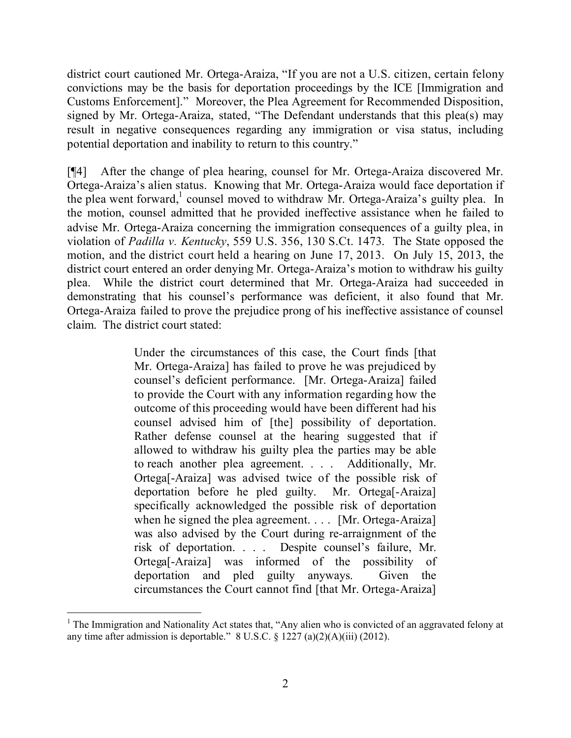district court cautioned Mr. Ortega-Araiza, "If you are not a U.S. citizen, certain felony convictions may be the basis for deportation proceedings by the ICE [Immigration and Customs Enforcement]." Moreover, the Plea Agreement for Recommended Disposition, signed by Mr. Ortega-Araiza, stated, "The Defendant understands that this plea(s) may result in negative consequences regarding any immigration or visa status, including potential deportation and inability to return to this country."

[¶4] After the change of plea hearing, counsel for Mr. Ortega-Araiza discovered Mr. Ortega-Araiza's alien status. Knowing that Mr. Ortega-Araiza would face deportation if the plea went forward,[1] counsel moved to withdraw Mr. Ortega-Araiza's guilty plea. In the motion, counsel admitted that he provided ineffective assistance when he failed to advise Mr. Ortega-Araiza concerning the immigration consequences of a guilty plea, in violation of *Padilla v. Kentucky*, 559 U.S. 356, 130 S.Ct. 1473. The State opposed the motion, and the district court held a hearing on June 17, 2013. On July 15, 2013, the district court entered an order denying Mr. Ortega-Araiza's motion to withdraw his guilty plea. While the district court determined that Mr. Ortega-Araiza had succeeded in demonstrating that his counsel's performance was deficient, it also found that Mr. Ortega-Araiza failed to prove the prejudice prong of his ineffective assistance of counsel claim. The district court stated:

> Under the circumstances of this case, the Court finds [that Mr. Ortega-Araiza] has failed to prove he was prejudiced by counsel's deficient performance. [Mr. Ortega-Araiza] failed to provide the Court with any information regarding how the outcome of this proceeding would have been different had his counsel advised him of [the] possibility of deportation. Rather defense counsel at the hearing suggested that if allowed to withdraw his guilty plea the parties may be able to reach another plea agreement. . . . Additionally, Mr. Ortega[-Araiza] was advised twice of the possible risk of deportation before he pled guilty. Mr. Ortega[-Araiza] specifically acknowledged the possible risk of deportation when he signed the plea agreement. . . . [Mr. Ortega-Araiza] was also advised by the Court during re-arraignment of the risk of deportation. . . . Despite counsel's failure, Mr. Ortega[-Araiza] was informed of the possibility of deportation and pled guilty anyways. Given the circumstances the Court cannot find [that Mr. Ortega-Araiza]

---

[1] The Immigration and Nationality Act states that, "Any alien who is convicted of an aggravated felony at any time after admission is deportable." 8 U.S.C. § 1227 (a)(2)(A)(iii) (2012).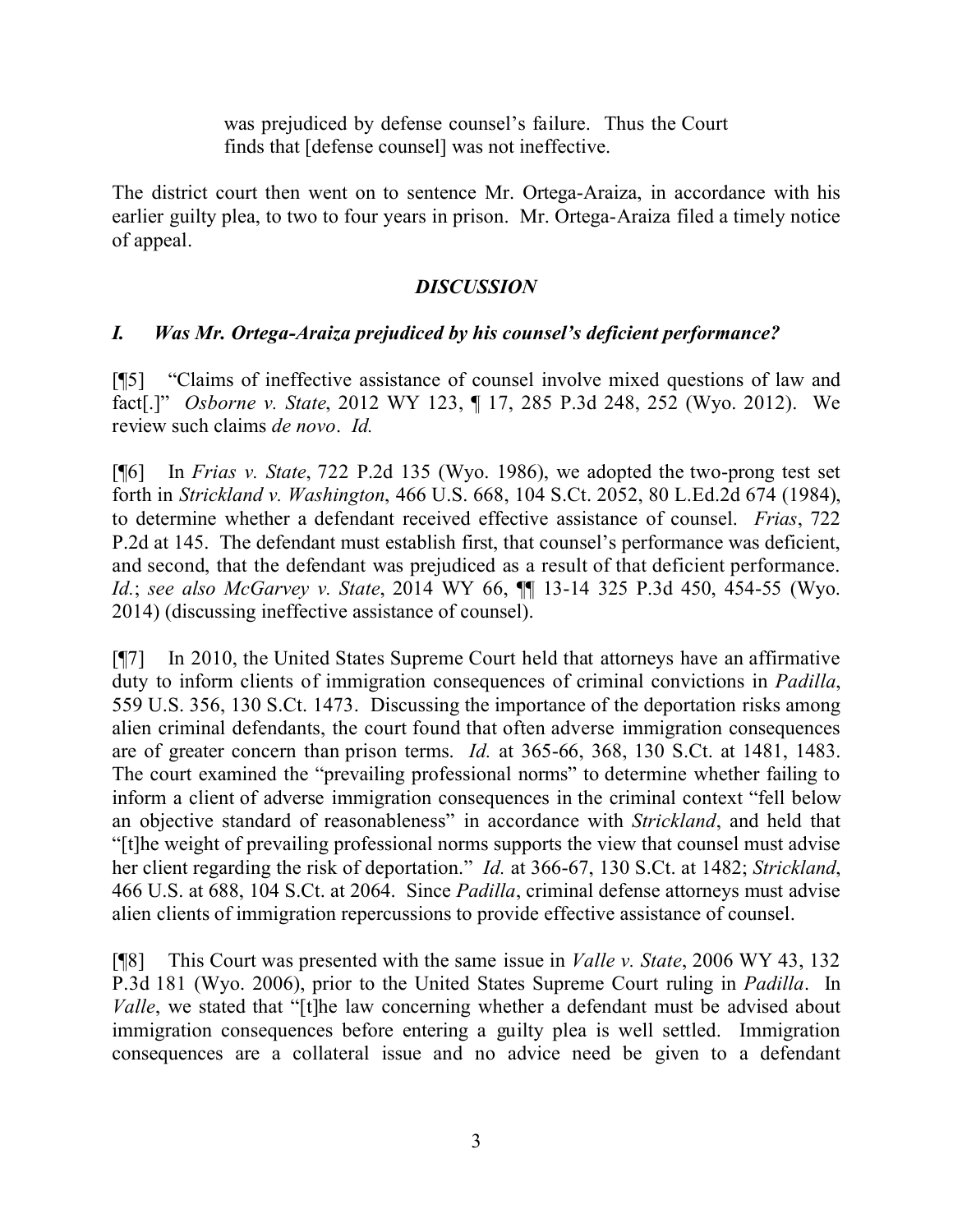> was prejudiced by defense counsel's failure. Thus the Court finds that [defense counsel] was not ineffective.

The district court then went on to sentence Mr. Ortega-Araiza, in accordance with his earlier guilty plea, to two to four years in prison. Mr. Ortega-Araiza filed a timely notice of appeal.

## *DISCUSSION*

### *I. Was Mr. Ortega-Araiza prejudiced by his counsel's deficient performance?*

[¶5] "Claims of ineffective assistance of counsel involve mixed questions of law and fact[.]" *Osborne v. State*, 2012 WY 123, ¶ 17, 285 P.3d 248, 252 (Wyo. 2012). We review such claims *de novo*. *Id.*

[¶6] In *Frias v. State*, 722 P.2d 135 (Wyo. 1986), we adopted the two-prong test set forth in *Strickland v. Washington*, 466 U.S. 668, 104 S.Ct. 2052, 80 L.Ed.2d 674 (1984), to determine whether a defendant received effective assistance of counsel. *Frias*, 722 P.2d at 145. The defendant must establish first, that counsel's performance was deficient, and second, that the defendant was prejudiced as a result of that deficient performance. *Id.*; *see also McGarvey v. State*, 2014 WY 66, ¶¶ 13-14 325 P.3d 450, 454-55 (Wyo. 2014) (discussing ineffective assistance of counsel).

[¶7] In 2010, the United States Supreme Court held that attorneys have an affirmative duty to inform clients of immigration consequences of criminal convictions in *Padilla*, 559 U.S. 356, 130 S.Ct. 1473. Discussing the importance of the deportation risks among alien criminal defendants, the court found that often adverse immigration consequences are of greater concern than prison terms. *Id.* at 365-66, 368, 130 S.Ct. at 1481, 1483. The court examined the "prevailing professional norms" to determine whether failing to inform a client of adverse immigration consequences in the criminal context "fell below an objective standard of reasonableness" in accordance with *Strickland*, and held that "[t]he weight of prevailing professional norms supports the view that counsel must advise her client regarding the risk of deportation." *Id.* at 366-67, 130 S.Ct. at 1482; *Strickland*, 466 U.S. at 688, 104 S.Ct. at 2064. Since *Padilla*, criminal defense attorneys must advise alien clients of immigration repercussions to provide effective assistance of counsel.

[¶8] This Court was presented with the same issue in *Valle v. State*, 2006 WY 43, 132 P.3d 181 (Wyo. 2006), prior to the United States Supreme Court ruling in *Padilla*. In *Valle*, we stated that "[t]he law concerning whether a defendant must be advised about immigration consequences before entering a guilty plea is well settled. Immigration consequences are a collateral issue and no advice need be given to a defendant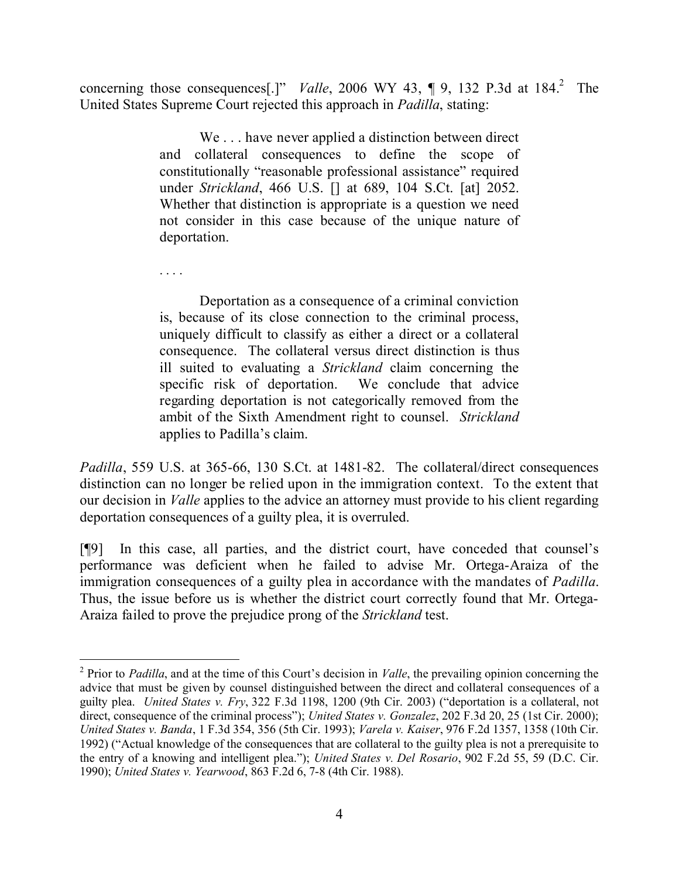concerning those consequences[.]" *Valle*, 2006 WY 43, ¶ 9, 132 P.3d at 184.[2] The United States Supreme Court rejected this approach in *Padilla*, stating:

> We . . . have never applied a distinction between direct and collateral consequences to define the scope of constitutionally "reasonable professional assistance" required under *Strickland*, 466 U.S. [] at 689, 104 S.Ct. [at] 2052. Whether that distinction is appropriate is a question we need not consider in this case because of the unique nature of deportation.
>
> . . . .
>
> Deportation as a consequence of a criminal conviction is, because of its close connection to the criminal process, uniquely difficult to classify as either a direct or a collateral consequence. The collateral versus direct distinction is thus ill suited to evaluating a *Strickland* claim concerning the specific risk of deportation. We conclude that advice regarding deportation is not categorically removed from the ambit of the Sixth Amendment right to counsel. *Strickland* applies to Padilla's claim.

*Padilla*, 559 U.S. at 365-66, 130 S.Ct. at 1481-82. The collateral/direct consequences distinction can no longer be relied upon in the immigration context. To the extent that our decision in *Valle* applies to the advice an attorney must provide to his client regarding deportation consequences of a guilty plea, it is overruled.

[¶9] In this case, all parties, and the district court, have conceded that counsel's performance was deficient when he failed to advise Mr. Ortega-Araiza of the immigration consequences of a guilty plea in accordance with the mandates of *Padilla*. Thus, the issue before us is whether the district court correctly found that Mr. Ortega-Araiza failed to prove the prejudice prong of the *Strickland* test.

---

[2] Prior to *Padilla*, and at the time of this Court's decision in *Valle*, the prevailing opinion concerning the advice that must be given by counsel distinguished between the direct and collateral consequences of a guilty plea. *United States v. Fry*, 322 F.3d 1198, 1200 (9th Cir. 2003) ("deportation is a collateral, not direct, consequence of the criminal process"); *United States v. Gonzalez*, 202 F.3d 20, 25 (1st Cir. 2000); *United States v. Banda*, 1 F.3d 354, 356 (5th Cir. 1993); *Varela v. Kaiser*, 976 F.2d 1357, 1358 (10th Cir. 1992) ("Actual knowledge of the consequences that are collateral to the guilty plea is not a prerequisite to the entry of a knowing and intelligent plea."); *United States v. Del Rosario*, 902 F.2d 55, 59 (D.C. Cir. 1990); *United States v. Yearwood*, 863 F.2d 6, 7-8 (4th Cir. 1988).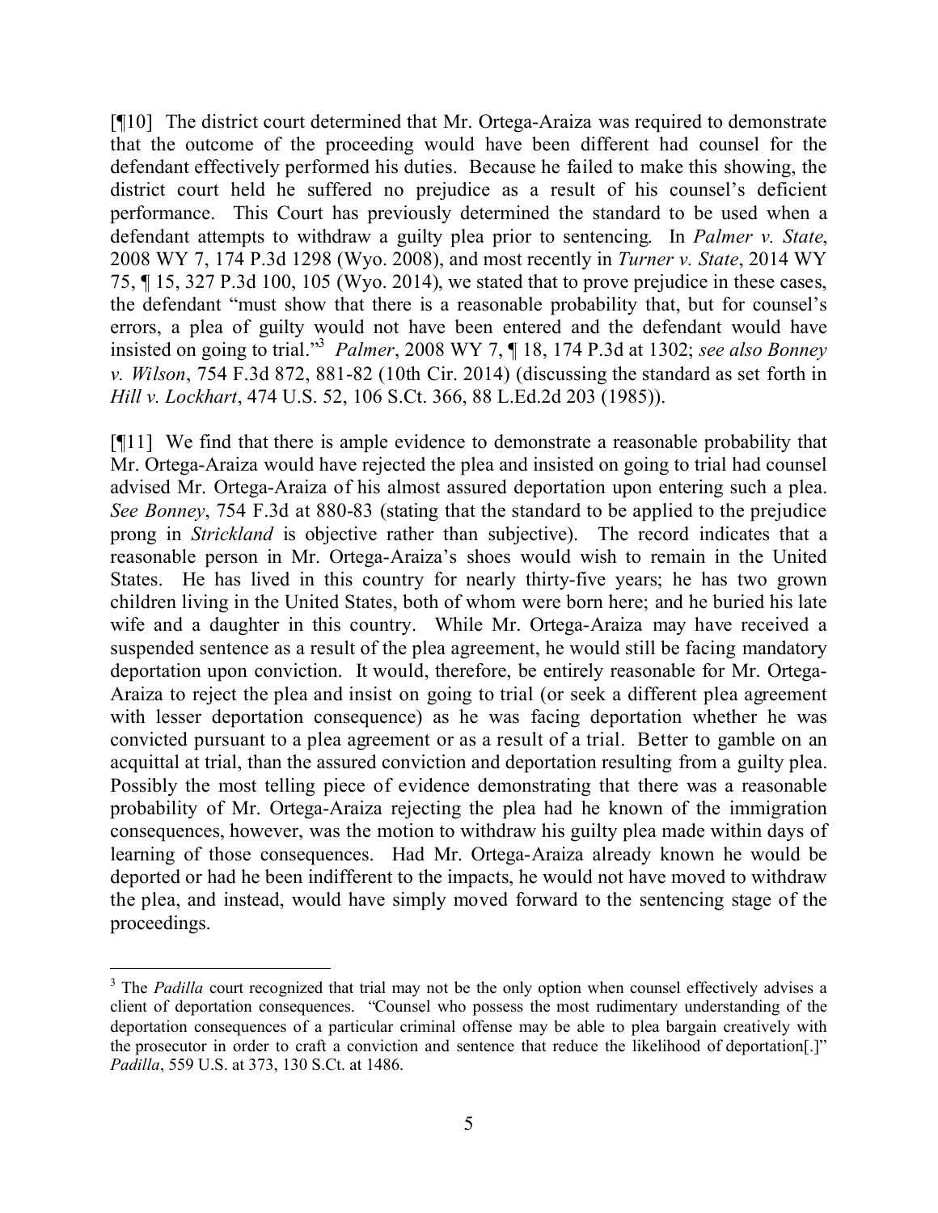[¶10] The district court determined that Mr. Ortega-Araiza was required to demonstrate that the outcome of the proceeding would have been different had counsel for the defendant effectively performed his duties. Because he failed to make this showing, the district court held he suffered no prejudice as a result of his counsel's deficient performance. This Court has previously determined the standard to be used when a defendant attempts to withdraw a guilty plea prior to sentencing. In *Palmer v. State*, 2008 WY 7, 174 P.3d 1298 (Wyo. 2008), and most recently in *Turner v. State*, 2014 WY 75, ¶ 15, 327 P.3d 100, 105 (Wyo. 2014), we stated that to prove prejudice in these cases, the defendant "must show that there is a reasonable probability that, but for counsel's errors, a plea of guilty would not have been entered and the defendant would have insisted on going to trial."[3] *Palmer*, 2008 WY 7, ¶ 18, 174 P.3d at 1302; *see also Bonney v. Wilson*, 754 F.3d 872, 881-82 (10th Cir. 2014) (discussing the standard as set forth in *Hill v. Lockhart*, 474 U.S. 52, 106 S.Ct. 366, 88 L.Ed.2d 203 (1985)).

[¶11] We find that there is ample evidence to demonstrate a reasonable probability that Mr. Ortega-Araiza would have rejected the plea and insisted on going to trial had counsel advised Mr. Ortega-Araiza of his almost assured deportation upon entering such a plea. *See Bonney*, 754 F.3d at 880-83 (stating that the standard to be applied to the prejudice prong in *Strickland* is objective rather than subjective). The record indicates that a reasonable person in Mr. Ortega-Araiza's shoes would wish to remain in the United States. He has lived in this country for nearly thirty-five years; he has two grown children living in the United States, both of whom were born here; and he buried his late wife and a daughter in this country. While Mr. Ortega-Araiza may have received a suspended sentence as a result of the plea agreement, he would still be facing mandatory deportation upon conviction. It would, therefore, be entirely reasonable for Mr. Ortega-Araiza to reject the plea and insist on going to trial (or seek a different plea agreement with lesser deportation consequence) as he was facing deportation whether he was convicted pursuant to a plea agreement or as a result of a trial. Better to gamble on an acquittal at trial, than the assured conviction and deportation resulting from a guilty plea. Possibly the most telling piece of evidence demonstrating that there was a reasonable probability of Mr. Ortega-Araiza rejecting the plea had he known of the immigration consequences, however, was the motion to withdraw his guilty plea made within days of learning of those consequences. Had Mr. Ortega-Araiza already known he would be deported or had he been indifferent to the impacts, he would not have moved to withdraw the plea, and instead, would have simply moved forward to the sentencing stage of the proceedings.

---

[3] The *Padilla* court recognized that trial may not be the only option when counsel effectively advises a client of deportation consequences. "Counsel who possess the most rudimentary understanding of the deportation consequences of a particular criminal offense may be able to plea bargain creatively with the prosecutor in order to craft a conviction and sentence that reduce the likelihood of deportation[.]" *Padilla*, 559 U.S. at 373, 130 S.Ct. at 1486.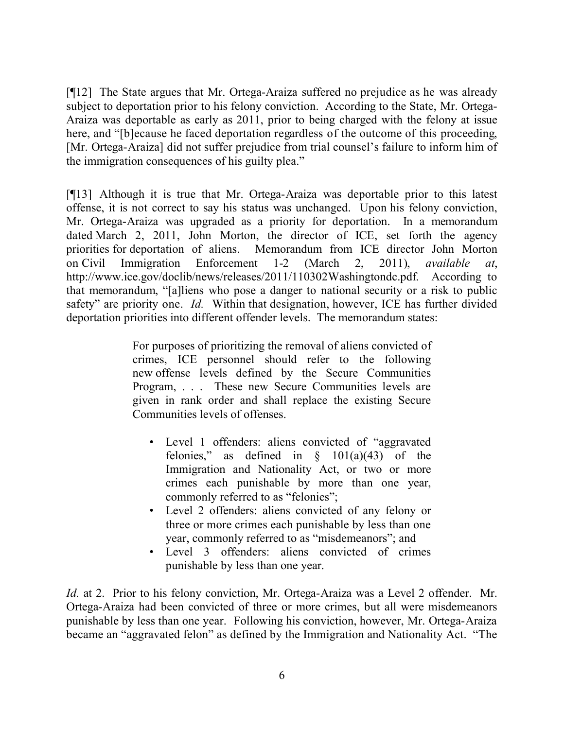[¶12] The State argues that Mr. Ortega-Araiza suffered no prejudice as he was already subject to deportation prior to his felony conviction. According to the State, Mr. Ortega-Araiza was deportable as early as 2011, prior to being charged with the felony at issue here, and "[b]ecause he faced deportation regardless of the outcome of this proceeding, [Mr. Ortega-Araiza] did not suffer prejudice from trial counsel's failure to inform him of the immigration consequences of his guilty plea."

[¶13] Although it is true that Mr. Ortega-Araiza was deportable prior to this latest offense, it is not correct to say his status was unchanged. Upon his felony conviction, Mr. Ortega-Araiza was upgraded as a priority for deportation. In a memorandum dated March 2, 2011, John Morton, the director of ICE, set forth the agency priorities for deportation of aliens. Memorandum from ICE director John Morton on Civil Immigration Enforcement 1-2 (March 2, 2011), *available at*, http://www.ice.gov/doclib/news/releases/2011/110302Washingtondc.pdf. According to that memorandum, "[a]liens who pose a danger to national security or a risk to public safety" are priority one. *Id.* Within that designation, however, ICE has further divided deportation priorities into different offender levels. The memorandum states:

> For purposes of prioritizing the removal of aliens convicted of crimes, ICE personnel should refer to the following new offense levels defined by the Secure Communities Program, . . . These new Secure Communities levels are given in rank order and shall replace the existing Secure Communities levels of offenses.
>
> - Level 1 offenders: aliens convicted of "aggravated felonies," as defined in § 101(a)(43) of the Immigration and Nationality Act, or two or more crimes each punishable by more than one year, commonly referred to as "felonies";
> - Level 2 offenders: aliens convicted of any felony or three or more crimes each punishable by less than one year, commonly referred to as "misdemeanors"; and
> - Level 3 offenders: aliens convicted of crimes punishable by less than one year.

*Id.* at 2. Prior to his felony conviction, Mr. Ortega-Araiza was a Level 2 offender. Mr. Ortega-Araiza had been convicted of three or more crimes, but all were misdemeanors punishable by less than one year. Following his conviction, however, Mr. Ortega-Araiza became an "aggravated felon" as defined by the Immigration and Nationality Act. "The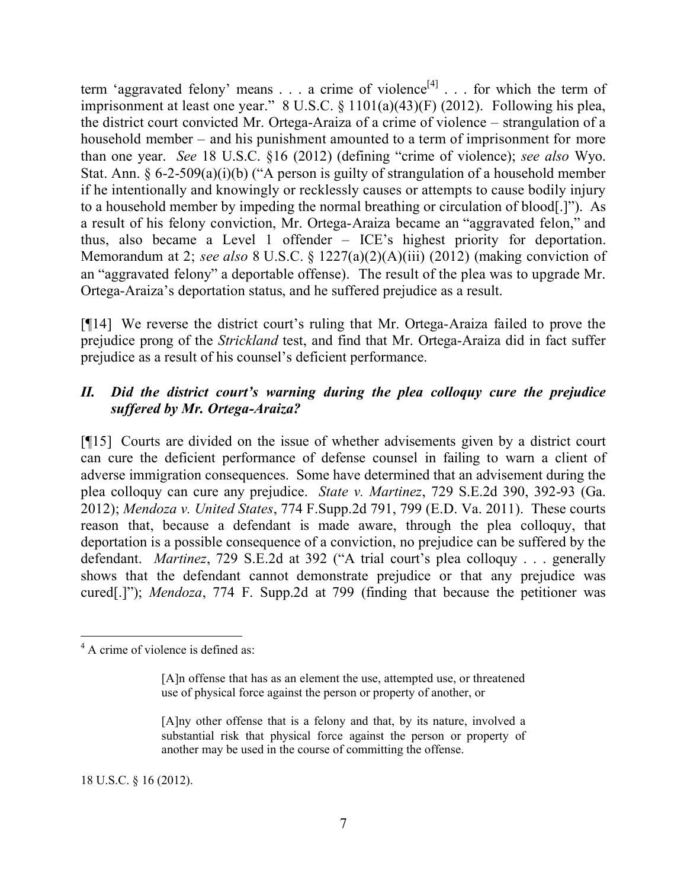term 'aggravated felony' means . . . a crime of violence[4] . . . for which the term of imprisonment at least one year." 8 U.S.C. § 1101(a)(43)(F) (2012). Following his plea, the district court convicted Mr. Ortega-Araiza of a crime of violence – strangulation of a household member – and his punishment amounted to a term of imprisonment for more than one year. *See* 18 U.S.C. §16 (2012) (defining "crime of violence); *see also* Wyo. Stat. Ann. § 6-2-509(a)(i)(b) ("A person is guilty of strangulation of a household member if he intentionally and knowingly or recklessly causes or attempts to cause bodily injury to a household member by impeding the normal breathing or circulation of blood[.]"). As a result of his felony conviction, Mr. Ortega-Araiza became an "aggravated felon," and thus, also became a Level 1 offender – ICE's highest priority for deportation. Memorandum at 2; *see also* 8 U.S.C. § 1227(a)(2)(A)(iii) (2012) (making conviction of an "aggravated felony" a deportable offense). The result of the plea was to upgrade Mr. Ortega-Araiza's deportation status, and he suffered prejudice as a result.

[¶14] We reverse the district court's ruling that Mr. Ortega-Araiza failed to prove the prejudice prong of the *Strickland* test, and find that Mr. Ortega-Araiza did in fact suffer prejudice as a result of his counsel's deficient performance.

### *II. Did the district court's warning during the plea colloquy cure the prejudice suffered by Mr. Ortega-Araiza?*

[¶15] Courts are divided on the issue of whether advisements given by a district court can cure the deficient performance of defense counsel in failing to warn a client of adverse immigration consequences. Some have determined that an advisement during the plea colloquy can cure any prejudice. *State v. Martinez*, 729 S.E.2d 390, 392-93 (Ga. 2012); *Mendoza v. United States*, 774 F.Supp.2d 791, 799 (E.D. Va. 2011). These courts reason that, because a defendant is made aware, through the plea colloquy, that deportation is a possible consequence of a conviction, no prejudice can be suffered by the defendant. *Martinez*, 729 S.E.2d at 392 ("A trial court's plea colloquy . . . generally shows that the defendant cannot demonstrate prejudice or that any prejudice was cured[.]"); *Mendoza*, 774 F. Supp.2d at 799 (finding that because the petitioner was

---

[4] A crime of violence is defined as:

> [A]n offense that has as an element the use, attempted use, or threatened use of physical force against the person or property of another, or
>
> [A]ny other offense that is a felony and that, by its nature, involved a substantial risk that physical force against the person or property of another may be used in the course of committing the offense.

18 U.S.C. § 16 (2012).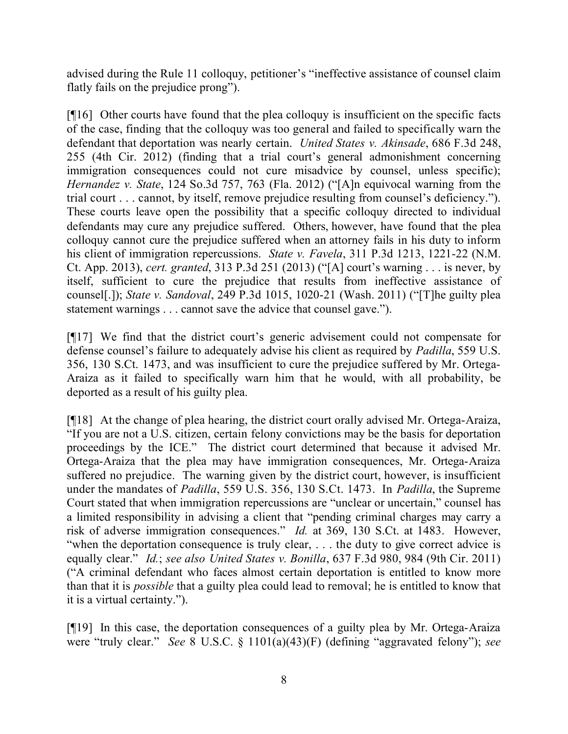advised during the Rule 11 colloquy, petitioner's "ineffective assistance of counsel claim flatly fails on the prejudice prong").

[¶16] Other courts have found that the plea colloquy is insufficient on the specific facts of the case, finding that the colloquy was too general and failed to specifically warn the defendant that deportation was nearly certain. *United States v. Akinsade*, 686 F.3d 248, 255 (4th Cir. 2012) (finding that a trial court's general admonishment concerning immigration consequences could not cure misadvice by counsel, unless specific); *Hernandez v. State*, 124 So.3d 757, 763 (Fla. 2012) ("[A]n equivocal warning from the trial court . . . cannot, by itself, remove prejudice resulting from counsel's deficiency."). These courts leave open the possibility that a specific colloquy directed to individual defendants may cure any prejudice suffered. Others, however, have found that the plea colloquy cannot cure the prejudice suffered when an attorney fails in his duty to inform his client of immigration repercussions. *State v. Favela*, 311 P.3d 1213, 1221-22 (N.M. Ct. App. 2013), *cert. granted*, 313 P.3d 251 (2013) ("[A] court's warning . . . is never, by itself, sufficient to cure the prejudice that results from ineffective assistance of counsel[.]); *State v. Sandoval*, 249 P.3d 1015, 1020-21 (Wash. 2011) ("[T]he guilty plea statement warnings . . . cannot save the advice that counsel gave.").

[¶17] We find that the district court's generic advisement could not compensate for defense counsel's failure to adequately advise his client as required by *Padilla*, 559 U.S. 356, 130 S.Ct. 1473, and was insufficient to cure the prejudice suffered by Mr. Ortega-Araiza as it failed to specifically warn him that he would, with all probability, be deported as a result of his guilty plea.

[¶18] At the change of plea hearing, the district court orally advised Mr. Ortega-Araiza, "If you are not a U.S. citizen, certain felony convictions may be the basis for deportation proceedings by the ICE." The district court determined that because it advised Mr. Ortega-Araiza that the plea may have immigration consequences, Mr. Ortega-Araiza suffered no prejudice. The warning given by the district court, however, is insufficient under the mandates of *Padilla*, 559 U.S. 356, 130 S.Ct. 1473. In *Padilla*, the Supreme Court stated that when immigration repercussions are "unclear or uncertain," counsel has a limited responsibility in advising a client that "pending criminal charges may carry a risk of adverse immigration consequences." *Id.* at 369, 130 S.Ct. at 1483. However, "when the deportation consequence is truly clear, . . . the duty to give correct advice is equally clear." *Id.*; *see also United States v. Bonilla*, 637 F.3d 980, 984 (9th Cir. 2011) ("A criminal defendant who faces almost certain deportation is entitled to know more than that it is *possible* that a guilty plea could lead to removal; he is entitled to know that it is a virtual certainty.").

[¶19] In this case, the deportation consequences of a guilty plea by Mr. Ortega-Araiza were "truly clear." *See* 8 U.S.C. § 1101(a)(43)(F) (defining "aggravated felony"); *see*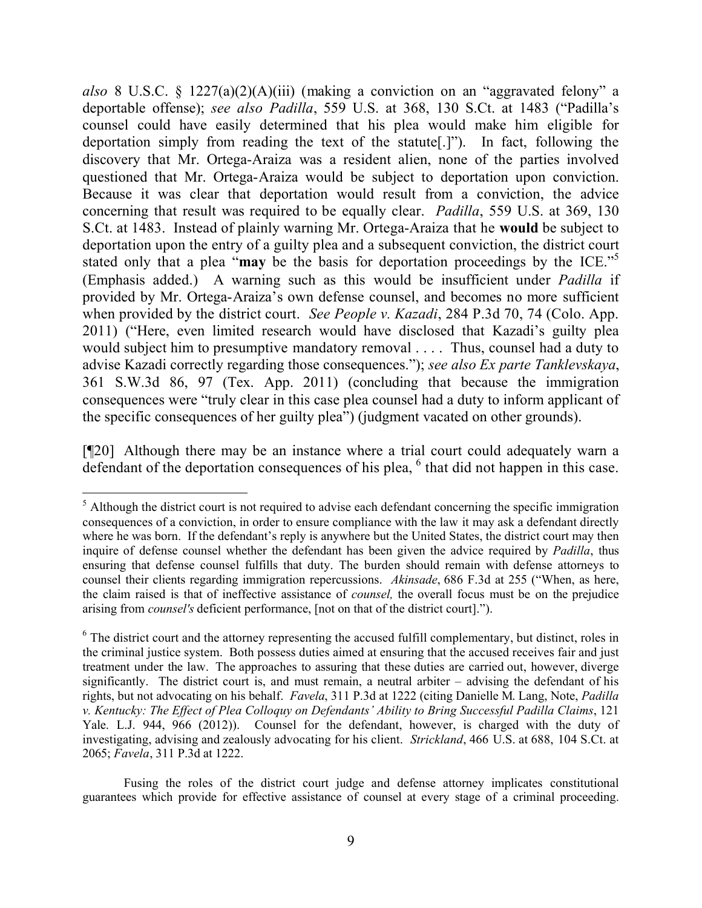*also* 8 U.S.C. § 1227(a)(2)(A)(iii) (making a conviction on an "aggravated felony" a deportable offense); *see also Padilla*, 559 U.S. at 368, 130 S.Ct. at 1483 ("Padilla's counsel could have easily determined that his plea would make him eligible for deportation simply from reading the text of the statute[.]"). In fact, following the discovery that Mr. Ortega-Araiza was a resident alien, none of the parties involved questioned that Mr. Ortega-Araiza would be subject to deportation upon conviction. Because it was clear that deportation would result from a conviction, the advice concerning that result was required to be equally clear. *Padilla*, 559 U.S. at 369, 130 S.Ct. at 1483. Instead of plainly warning Mr. Ortega-Araiza that he **would** be subject to deportation upon the entry of a guilty plea and a subsequent conviction, the district court stated only that a plea "**may** be the basis for deportation proceedings by the ICE."[5] (Emphasis added.) A warning such as this would be insufficient under *Padilla* if provided by Mr. Ortega-Araiza's own defense counsel, and becomes no more sufficient when provided by the district court. *See People v. Kazadi*, 284 P.3d 70, 74 (Colo. App. 2011) ("Here, even limited research would have disclosed that Kazadi's guilty plea would subject him to presumptive mandatory removal . . . . Thus, counsel had a duty to advise Kazadi correctly regarding those consequences."); *see also Ex parte Tanklevskaya*, 361 S.W.3d 86, 97 (Tex. App. 2011) (concluding that because the immigration consequences were "truly clear in this case plea counsel had a duty to inform applicant of the specific consequences of her guilty plea") (judgment vacated on other grounds).

[¶20] Although there may be an instance where a trial court could adequately warn a defendant of the deportation consequences of his plea, [6] that did not happen in this case.

[5] Although the district court is not required to advise each defendant concerning the specific immigration consequences of a conviction, in order to ensure compliance with the law it may ask a defendant directly where he was born. If the defendant's reply is anywhere but the United States, the district court may then inquire of defense counsel whether the defendant has been given the advice required by *Padilla*, thus ensuring that defense counsel fulfills that duty. The burden should remain with defense attorneys to counsel their clients regarding immigration repercussions. *Akinsade*, 686 F.3d at 255 ("When, as here, the claim raised is that of ineffective assistance of *counsel,* the overall focus must be on the prejudice arising from *counsel's* deficient performance, [not on that of the district court].").

[6] The district court and the attorney representing the accused fulfill complementary, but distinct, roles in the criminal justice system. Both possess duties aimed at ensuring that the accused receives fair and just treatment under the law. The approaches to assuring that these duties are carried out, however, diverge significantly. The district court is, and must remain, a neutral arbiter – advising the defendant of his rights, but not advocating on his behalf. *Favela*, 311 P.3d at 1222 (citing Danielle M. Lang, Note, *Padilla v. Kentucky: The Effect of Plea Colloquy on Defendants' Ability to Bring Successful Padilla Claims*, 121 Yale. L.J. 944, 966 (2012)). Counsel for the defendant, however, is charged with the duty of investigating, advising and zealously advocating for his client. *Strickland*, 466 U.S. at 688, 104 S.Ct. at 2065; *Favela*, 311 P.3d at 1222.

Fusing the roles of the district court judge and defense attorney implicates constitutional guarantees which provide for effective assistance of counsel at every stage of a criminal proceeding.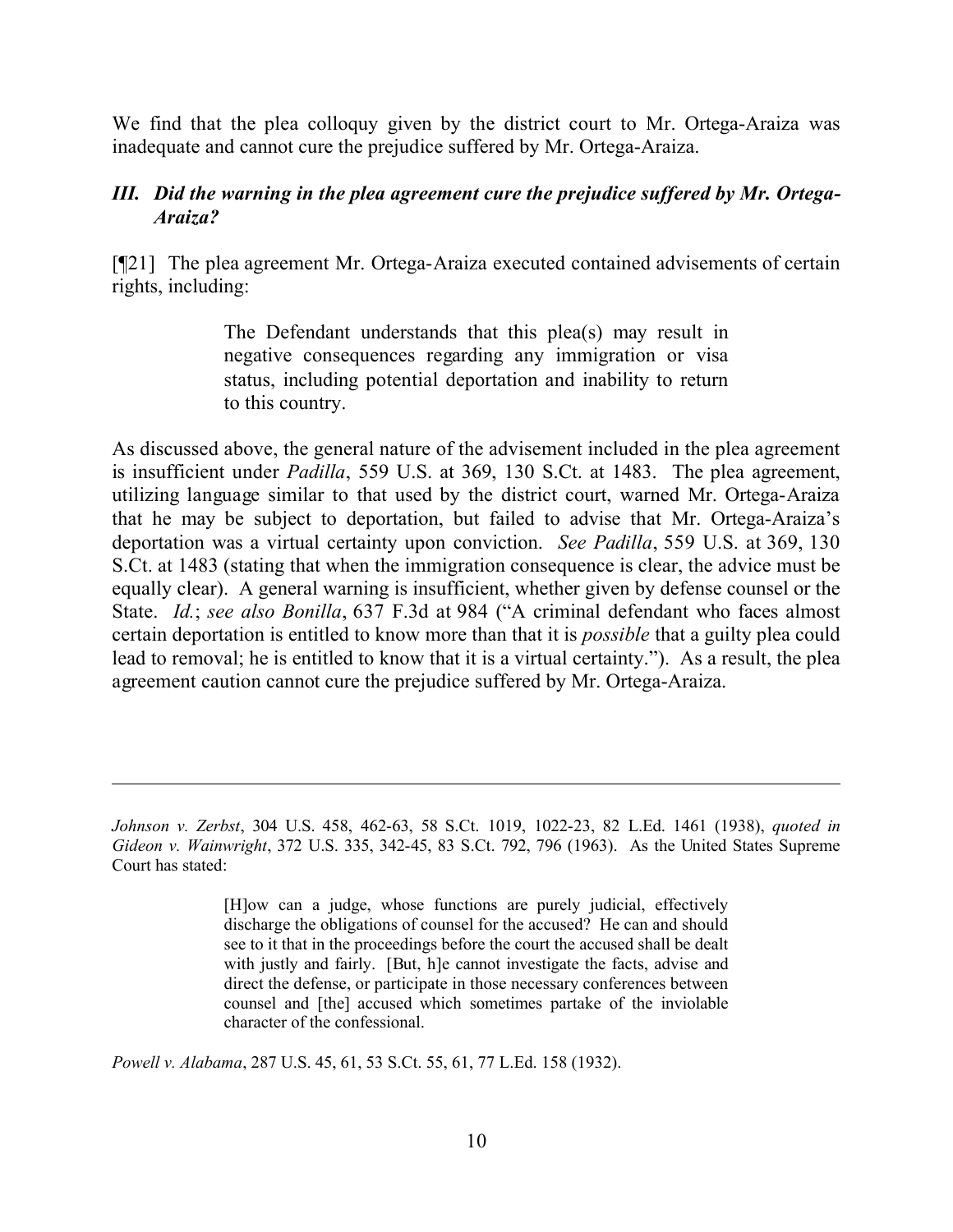We find that the plea colloquy given by the district court to Mr. Ortega-Araiza was inadequate and cannot cure the prejudice suffered by Mr. Ortega-Araiza.

### *III. Did the warning in the plea agreement cure the prejudice suffered by Mr. Ortega-Araiza?*

[¶21] The plea agreement Mr. Ortega-Araiza executed contained advisements of certain rights, including:

> The Defendant understands that this plea(s) may result in negative consequences regarding any immigration or visa status, including potential deportation and inability to return to this country.

As discussed above, the general nature of the advisement included in the plea agreement is insufficient under *Padilla*, 559 U.S. at 369, 130 S.Ct. at 1483. The plea agreement, utilizing language similar to that used by the district court, warned Mr. Ortega-Araiza that he may be subject to deportation, but failed to advise that Mr. Ortega-Araiza's deportation was a virtual certainty upon conviction. *See Padilla*, 559 U.S. at 369, 130 S.Ct. at 1483 (stating that when the immigration consequence is clear, the advice must be equally clear). A general warning is insufficient, whether given by defense counsel or the State. *Id.*; *see also Bonilla*, 637 F.3d at 984 ("A criminal defendant who faces almost certain deportation is entitled to know more than that it is *possible* that a guilty plea could lead to removal; he is entitled to know that it is a virtual certainty."). As a result, the plea agreement caution cannot cure the prejudice suffered by Mr. Ortega-Araiza.

---

*Johnson v. Zerbst*, 304 U.S. 458, 462-63, 58 S.Ct. 1019, 1022-23, 82 L.Ed. 1461 (1938), *quoted in Gideon v. Wainwright*, 372 U.S. 335, 342-45, 83 S.Ct. 792, 796 (1963). As the United States Supreme Court has stated:

> [H]ow can a judge, whose functions are purely judicial, effectively discharge the obligations of counsel for the accused? He can and should see to it that in the proceedings before the court the accused shall be dealt with justly and fairly. [But, h]e cannot investigate the facts, advise and direct the defense, or participate in those necessary conferences between counsel and [the] accused which sometimes partake of the inviolable character of the confessional.

*Powell v. Alabama*, 287 U.S. 45, 61, 53 S.Ct. 55, 61, 77 L.Ed. 158 (1932).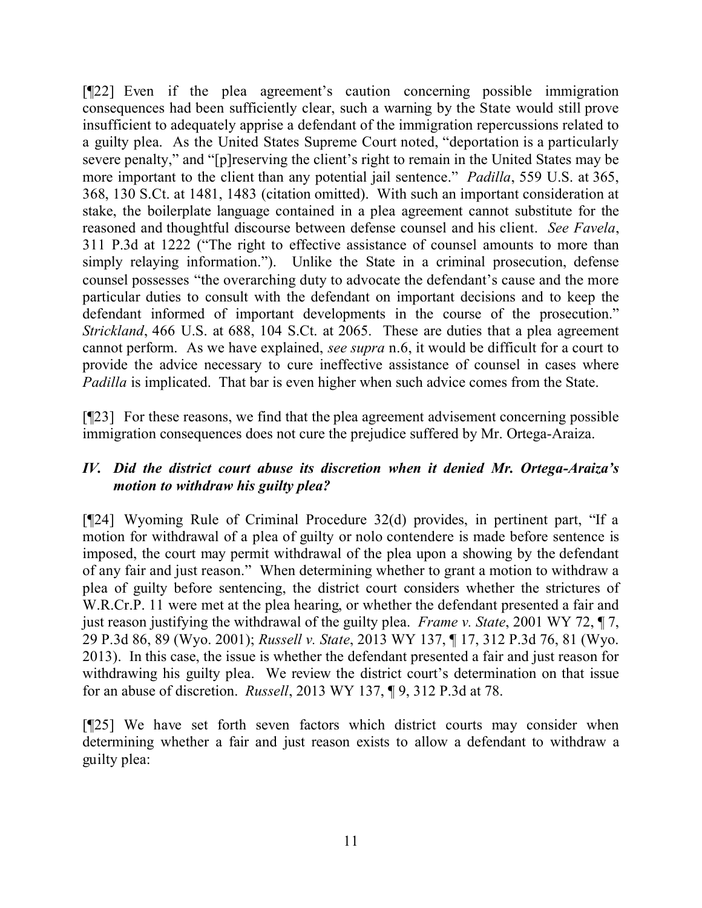[¶22] Even if the plea agreement's caution concerning possible immigration consequences had been sufficiently clear, such a warning by the State would still prove insufficient to adequately apprise a defendant of the immigration repercussions related to a guilty plea. As the United States Supreme Court noted, "deportation is a particularly severe penalty," and "[p]reserving the client's right to remain in the United States may be more important to the client than any potential jail sentence." *Padilla*, 559 U.S. at 365, 368, 130 S.Ct. at 1481, 1483 (citation omitted). With such an important consideration at stake, the boilerplate language contained in a plea agreement cannot substitute for the reasoned and thoughtful discourse between defense counsel and his client. *See Favela*, 311 P.3d at 1222 ("The right to effective assistance of counsel amounts to more than simply relaying information."). Unlike the State in a criminal prosecution, defense counsel possesses "the overarching duty to advocate the defendant's cause and the more particular duties to consult with the defendant on important decisions and to keep the defendant informed of important developments in the course of the prosecution." *Strickland*, 466 U.S. at 688, 104 S.Ct. at 2065. These are duties that a plea agreement cannot perform. As we have explained, *see supra* n.6, it would be difficult for a court to provide the advice necessary to cure ineffective assistance of counsel in cases where *Padilla* is implicated. That bar is even higher when such advice comes from the State.

[¶23] For these reasons, we find that the plea agreement advisement concerning possible immigration consequences does not cure the prejudice suffered by Mr. Ortega-Araiza.

### *IV. Did the district court abuse its discretion when it denied Mr. Ortega-Araiza's motion to withdraw his guilty plea?*

[¶24] Wyoming Rule of Criminal Procedure 32(d) provides, in pertinent part, "If a motion for withdrawal of a plea of guilty or nolo contendere is made before sentence is imposed, the court may permit withdrawal of the plea upon a showing by the defendant of any fair and just reason." When determining whether to grant a motion to withdraw a plea of guilty before sentencing, the district court considers whether the strictures of W.R.Cr.P. 11 were met at the plea hearing, or whether the defendant presented a fair and just reason justifying the withdrawal of the guilty plea. *Frame v. State*, 2001 WY 72, ¶ 7, 29 P.3d 86, 89 (Wyo. 2001); *Russell v. State*, 2013 WY 137, ¶ 17, 312 P.3d 76, 81 (Wyo. 2013). In this case, the issue is whether the defendant presented a fair and just reason for withdrawing his guilty plea. We review the district court's determination on that issue for an abuse of discretion. *Russell*, 2013 WY 137, ¶ 9, 312 P.3d at 78.

[¶25] We have set forth seven factors which district courts may consider when determining whether a fair and just reason exists to allow a defendant to withdraw a guilty plea: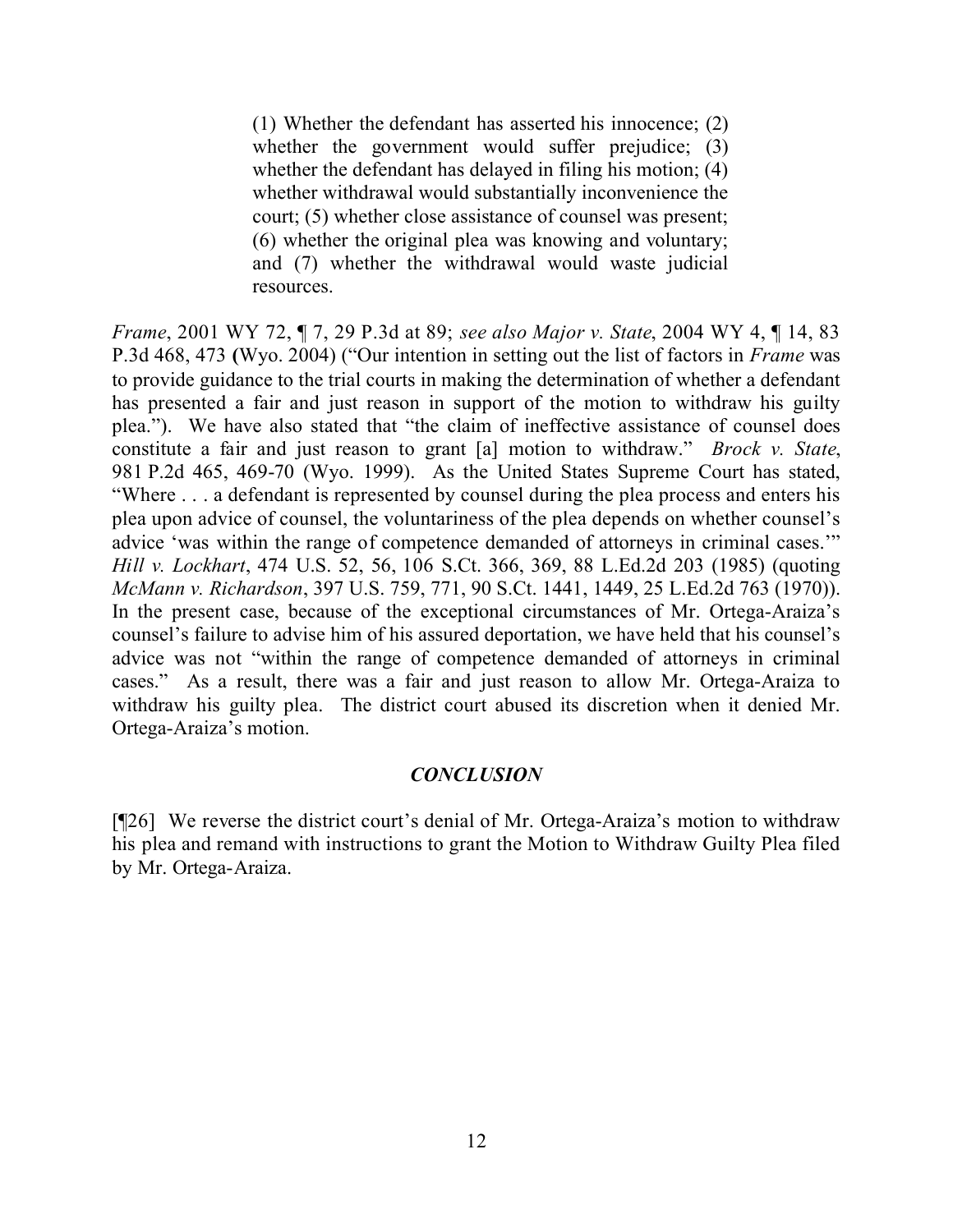> (1) Whether the defendant has asserted his innocence; (2) whether the government would suffer prejudice; (3) whether the defendant has delayed in filing his motion; (4) whether withdrawal would substantially inconvenience the court; (5) whether close assistance of counsel was present; (6) whether the original plea was knowing and voluntary; and (7) whether the withdrawal would waste judicial resources.

*Frame*, 2001 WY 72, ¶ 7, 29 P.3d at 89; *see also Major v. State*, 2004 WY 4, ¶ 14, 83 P.3d 468, 473 **(**Wyo. 2004) ("Our intention in setting out the list of factors in *Frame* was to provide guidance to the trial courts in making the determination of whether a defendant has presented a fair and just reason in support of the motion to withdraw his guilty plea."). We have also stated that "the claim of ineffective assistance of counsel does constitute a fair and just reason to grant [a] motion to withdraw." *Brock v. State*, 981 P.2d 465, 469-70 (Wyo. 1999). As the United States Supreme Court has stated, "Where . . . a defendant is represented by counsel during the plea process and enters his plea upon advice of counsel, the voluntariness of the plea depends on whether counsel's advice 'was within the range of competence demanded of attorneys in criminal cases.'" *Hill v. Lockhart*, 474 U.S. 52, 56, 106 S.Ct. 366, 369, 88 L.Ed.2d 203 (1985) (quoting *McMann v. Richardson*, 397 U.S. 759, 771, 90 S.Ct. 1441, 1449, 25 L.Ed.2d 763 (1970)). In the present case, because of the exceptional circumstances of Mr. Ortega-Araiza's counsel's failure to advise him of his assured deportation, we have held that his counsel's advice was not "within the range of competence demanded of attorneys in criminal cases." As a result, there was a fair and just reason to allow Mr. Ortega-Araiza to withdraw his guilty plea. The district court abused its discretion when it denied Mr. Ortega-Araiza's motion.

## *CONCLUSION*

[¶26] We reverse the district court's denial of Mr. Ortega-Araiza's motion to withdraw his plea and remand with instructions to grant the Motion to Withdraw Guilty Plea filed by Mr. Ortega-Araiza.